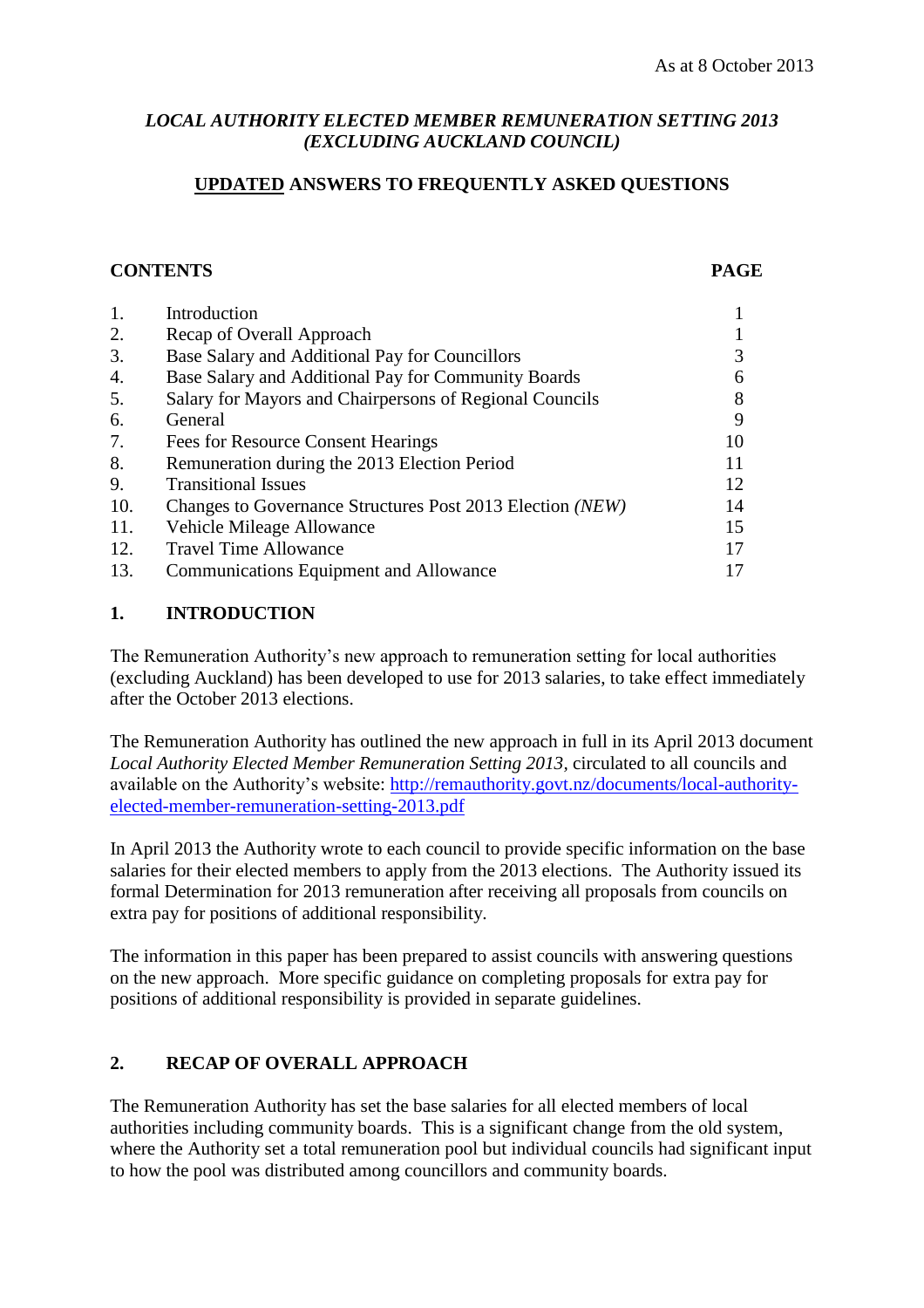As at 8 October 2013

*LOCAL AUTHORITY ELECTED MEMBER REMUNERATION SETTING 2013 (EXCLUDING AUCKLAND COUNCIL)*

# UPDATED ANSWERS TO FREQUENTLY ASKED QUESTIONS

| CONTENTS | | PAGE |
|---|---|---|
| 1. | Introduction | 1 |
| 2. | Recap of Overall Approach | 1 |
| 3. | Base Salary and Additional Pay for Councillors | 3 |
| 4. | Base Salary and Additional Pay for Community Boards | 6 |
| 5. | Salary for Mayors and Chairpersons of Regional Councils | 8 |
| 6. | General | 9 |
| 7. | Fees for Resource Consent Hearings | 10 |
| 8. | Remuneration during the 2013 Election Period | 11 |
| 9. | Transitional Issues | 12 |
| 10. | Changes to Governance Structures Post 2013 Election *(NEW)* | 14 |
| 11. | Vehicle Mileage Allowance | 15 |
| 12. | Travel Time Allowance | 17 |
| 13. | Communications Equipment and Allowance | 17 |

## 1. INTRODUCTION

The Remuneration Authority's new approach to remuneration setting for local authorities (excluding Auckland) has been developed to use for 2013 salaries, to take effect immediately after the October 2013 elections.

The Remuneration Authority has outlined the new approach in full in its April 2013 document *Local Authority Elected Member Remuneration Setting 2013*, circulated to all councils and available on the Authority's website: http://remauthority.govt.nz/documents/local-authority-elected-member-remuneration-setting-2013.pdf

In April 2013 the Authority wrote to each council to provide specific information on the base salaries for their elected members to apply from the 2013 elections. The Authority issued its formal Determination for 2013 remuneration after receiving all proposals from councils on extra pay for positions of additional responsibility.

The information in this paper has been prepared to assist councils with answering questions on the new approach. More specific guidance on completing proposals for extra pay for positions of additional responsibility is provided in separate guidelines.

## 2. RECAP OF OVERALL APPROACH

The Remuneration Authority has set the base salaries for all elected members of local authorities including community boards. This is a significant change from the old system, where the Authority set a total remuneration pool but individual councils had significant input to how the pool was distributed among councillors and community boards.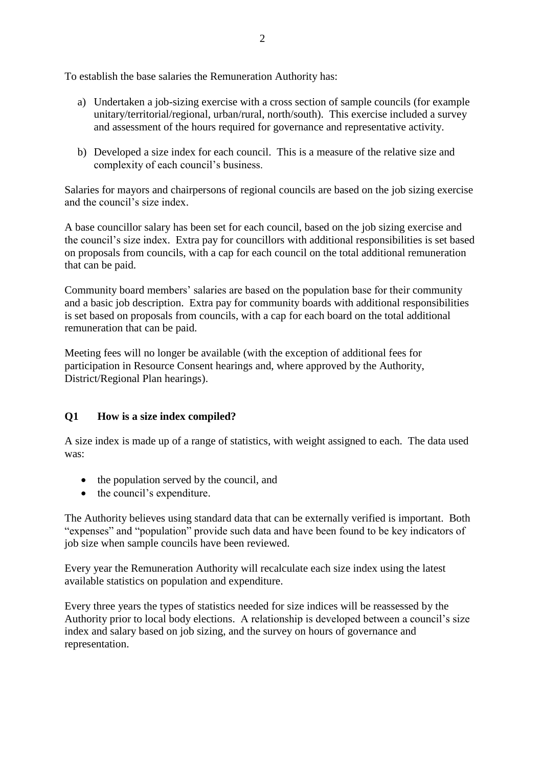To establish the base salaries the Remuneration Authority has:

a) Undertaken a job-sizing exercise with a cross section of sample councils (for example unitary/territorial/regional, urban/rural, north/south). This exercise included a survey and assessment of the hours required for governance and representative activity.

b) Developed a size index for each council. This is a measure of the relative size and complexity of each council's business.

Salaries for mayors and chairpersons of regional councils are based on the job sizing exercise and the council's size index.

A base councillor salary has been set for each council, based on the job sizing exercise and the council's size index. Extra pay for councillors with additional responsibilities is set based on proposals from councils, with a cap for each council on the total additional remuneration that can be paid.

Community board members' salaries are based on the population base for their community and a basic job description. Extra pay for community boards with additional responsibilities is set based on proposals from councils, with a cap for each board on the total additional remuneration that can be paid.

Meeting fees will no longer be available (with the exception of additional fees for participation in Resource Consent hearings and, where approved by the Authority, District/Regional Plan hearings).

### Q1 How is a size index compiled?

A size index is made up of a range of statistics, with weight assigned to each. The data used was:

- the population served by the council, and
- the council's expenditure.

The Authority believes using standard data that can be externally verified is important. Both "expenses" and "population" provide such data and have been found to be key indicators of job size when sample councils have been reviewed.

Every year the Remuneration Authority will recalculate each size index using the latest available statistics on population and expenditure.

Every three years the types of statistics needed for size indices will be reassessed by the Authority prior to local body elections. A relationship is developed between a council's size index and salary based on job sizing, and the survey on hours of governance and representation.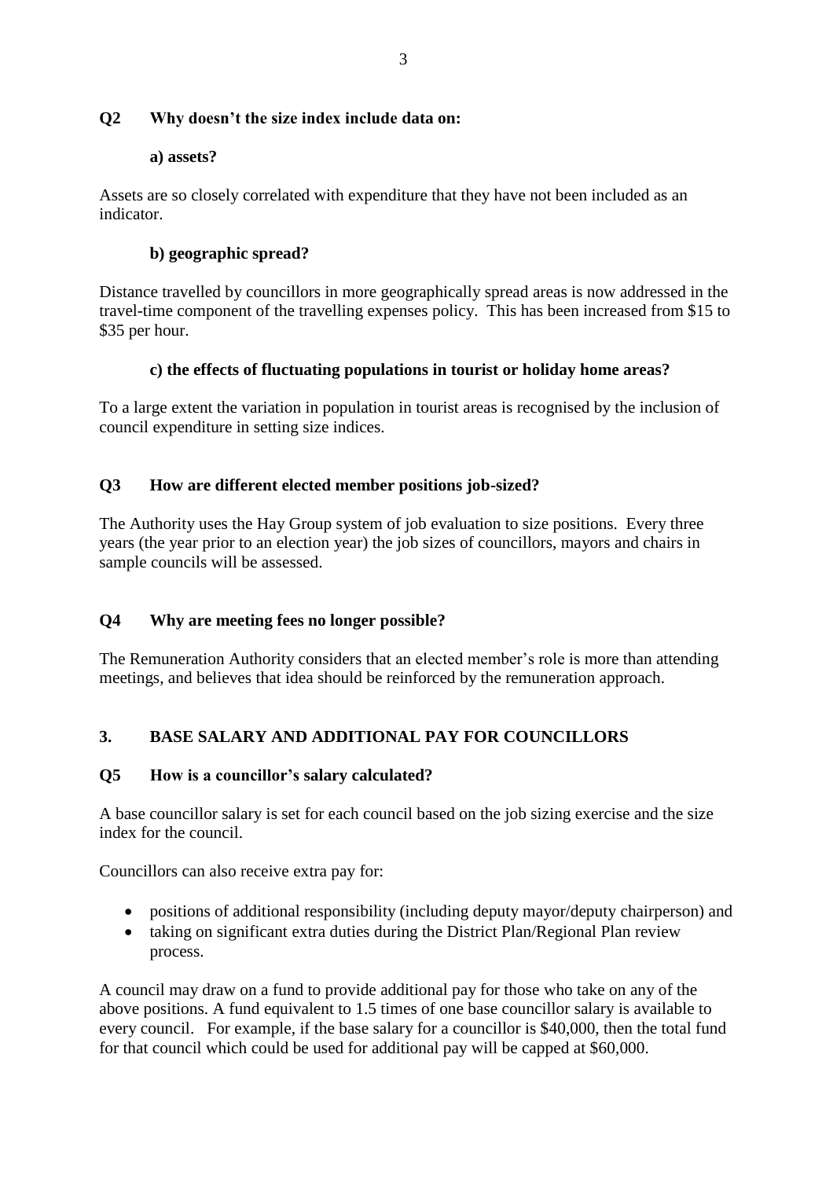### Q2 Why doesn't the size index include data on:

#### a) assets?

Assets are so closely correlated with expenditure that they have not been included as an indicator.

#### b) geographic spread?

Distance travelled by councillors in more geographically spread areas is now addressed in the travel-time component of the travelling expenses policy. This has been increased from $15 to $35 per hour.

#### c) the effects of fluctuating populations in tourist or holiday home areas?

To a large extent the variation in population in tourist areas is recognised by the inclusion of council expenditure in setting size indices.

### Q3 How are different elected member positions job-sized?

The Authority uses the Hay Group system of job evaluation to size positions. Every three years (the year prior to an election year) the job sizes of councillors, mayors and chairs in sample councils will be assessed.

### Q4 Why are meeting fees no longer possible?

The Remuneration Authority considers that an elected member's role is more than attending meetings, and believes that idea should be reinforced by the remuneration approach.

## 3. BASE SALARY AND ADDITIONAL PAY FOR COUNCILLORS

### Q5 How is a councillor's salary calculated?

A base councillor salary is set for each council based on the job sizing exercise and the size index for the council.

Councillors can also receive extra pay for:

- positions of additional responsibility (including deputy mayor/deputy chairperson) and
- taking on significant extra duties during the District Plan/Regional Plan review process.

A council may draw on a fund to provide additional pay for those who take on any of the above positions. A fund equivalent to 1.5 times of one base councillor salary is available to every council. For example, if the base salary for a councillor is $40,000, then the total fund for that council which could be used for additional pay will be capped at $60,000.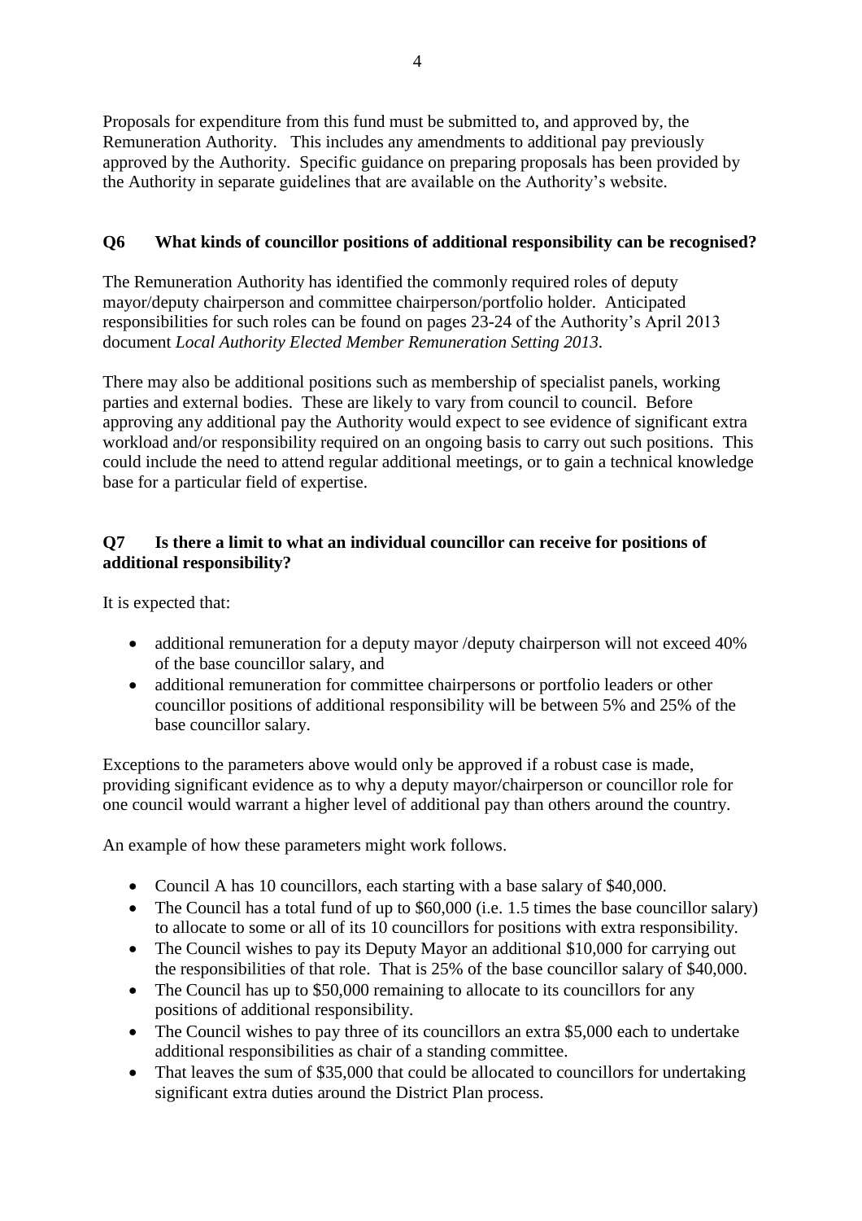Proposals for expenditure from this fund must be submitted to, and approved by, the Remuneration Authority. This includes any amendments to additional pay previously approved by the Authority. Specific guidance on preparing proposals has been provided by the Authority in separate guidelines that are available on the Authority's website.

### Q6 What kinds of councillor positions of additional responsibility can be recognised?

The Remuneration Authority has identified the commonly required roles of deputy mayor/deputy chairperson and committee chairperson/portfolio holder. Anticipated responsibilities for such roles can be found on pages 23-24 of the Authority's April 2013 document *Local Authority Elected Member Remuneration Setting 2013*.

There may also be additional positions such as membership of specialist panels, working parties and external bodies. These are likely to vary from council to council. Before approving any additional pay the Authority would expect to see evidence of significant extra workload and/or responsibility required on an ongoing basis to carry out such positions. This could include the need to attend regular additional meetings, or to gain a technical knowledge base for a particular field of expertise.

### Q7 Is there a limit to what an individual councillor can receive for positions of additional responsibility?

It is expected that:

- additional remuneration for a deputy mayor /deputy chairperson will not exceed 40% of the base councillor salary, and
- additional remuneration for committee chairpersons or portfolio leaders or other councillor positions of additional responsibility will be between 5% and 25% of the base councillor salary.

Exceptions to the parameters above would only be approved if a robust case is made, providing significant evidence as to why a deputy mayor/chairperson or councillor role for one council would warrant a higher level of additional pay than others around the country.

An example of how these parameters might work follows.

- Council A has 10 councillors, each starting with a base salary of $40,000.
- The Council has a total fund of up to $60,000 (i.e. 1.5 times the base councillor salary) to allocate to some or all of its 10 councillors for positions with extra responsibility.
- The Council wishes to pay its Deputy Mayor an additional $10,000 for carrying out the responsibilities of that role. That is 25% of the base councillor salary of $40,000.
- The Council has up to $50,000 remaining to allocate to its councillors for any positions of additional responsibility.
- The Council wishes to pay three of its councillors an extra $5,000 each to undertake additional responsibilities as chair of a standing committee.
- That leaves the sum of $35,000 that could be allocated to councillors for undertaking significant extra duties around the District Plan process.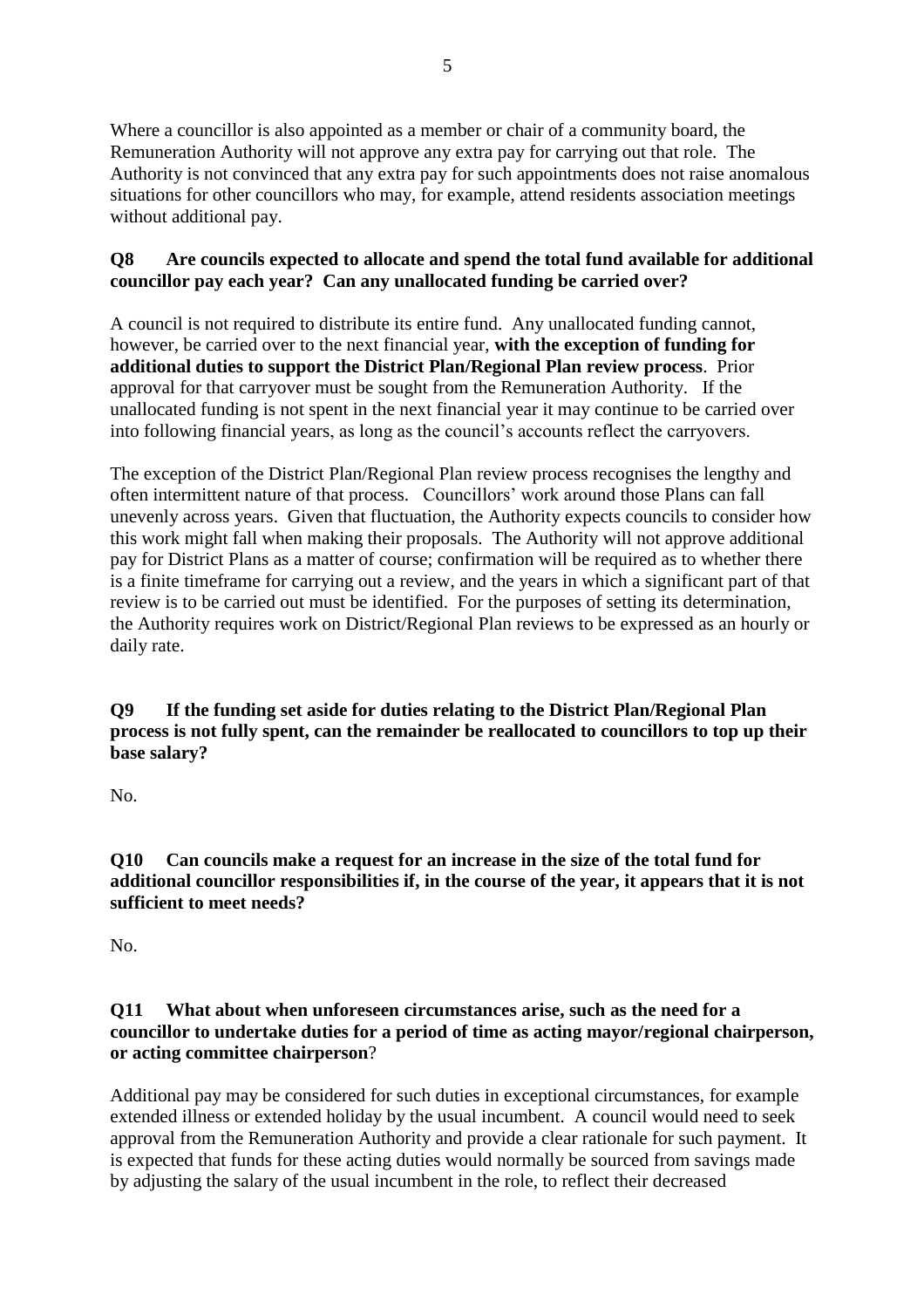Where a councillor is also appointed as a member or chair of a community board, the Remuneration Authority will not approve any extra pay for carrying out that role. The Authority is not convinced that any extra pay for such appointments does not raise anomalous situations for other councillors who may, for example, attend residents association meetings without additional pay.

**Q8 Are councils expected to allocate and spend the total fund available for additional councillor pay each year? Can any unallocated funding be carried over?**

A council is not required to distribute its entire fund. Any unallocated funding cannot, however, be carried over to the next financial year, **with the exception of funding for additional duties to support the District Plan/Regional Plan review process**. Prior approval for that carryover must be sought from the Remuneration Authority. If the unallocated funding is not spent in the next financial year it may continue to be carried over into following financial years, as long as the council's accounts reflect the carryovers.

The exception of the District Plan/Regional Plan review process recognises the lengthy and often intermittent nature of that process. Councillors' work around those Plans can fall unevenly across years. Given that fluctuation, the Authority expects councils to consider how this work might fall when making their proposals. The Authority will not approve additional pay for District Plans as a matter of course; confirmation will be required as to whether there is a finite timeframe for carrying out a review, and the years in which a significant part of that review is to be carried out must be identified. For the purposes of setting its determination, the Authority requires work on District/Regional Plan reviews to be expressed as an hourly or daily rate.

**Q9 If the funding set aside for duties relating to the District Plan/Regional Plan process is not fully spent, can the remainder be reallocated to councillors to top up their base salary?**

No.

**Q10 Can councils make a request for an increase in the size of the total fund for additional councillor responsibilities if, in the course of the year, it appears that it is not sufficient to meet needs?**

No.

**Q11 What about when unforeseen circumstances arise, such as the need for a councillor to undertake duties for a period of time as acting mayor/regional chairperson, or acting committee chairperson?**

Additional pay may be considered for such duties in exceptional circumstances, for example extended illness or extended holiday by the usual incumbent. A council would need to seek approval from the Remuneration Authority and provide a clear rationale for such payment. It is expected that funds for these acting duties would normally be sourced from savings made by adjusting the salary of the usual incumbent in the role, to reflect their decreased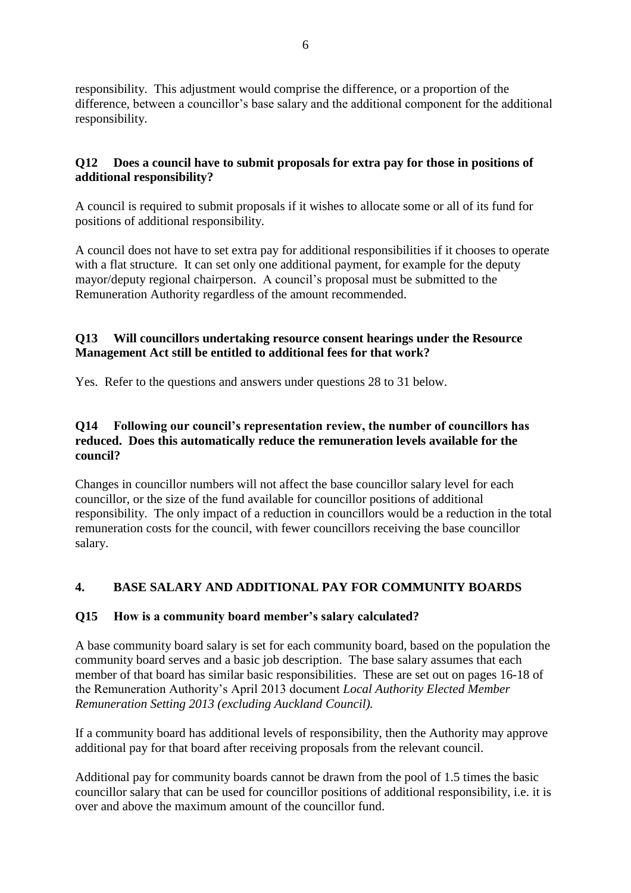responsibility. This adjustment would comprise the difference, or a proportion of the difference, between a councillor's base salary and the additional component for the additional responsibility.

### Q12 Does a council have to submit proposals for extra pay for those in positions of additional responsibility?

A council is required to submit proposals if it wishes to allocate some or all of its fund for positions of additional responsibility.

A council does not have to set extra pay for additional responsibilities if it chooses to operate with a flat structure. It can set only one additional payment, for example for the deputy mayor/deputy regional chairperson. A council's proposal must be submitted to the Remuneration Authority regardless of the amount recommended.

### Q13 Will councillors undertaking resource consent hearings under the Resource Management Act still be entitled to additional fees for that work?

Yes. Refer to the questions and answers under questions 28 to 31 below.

### Q14 Following our council's representation review, the number of councillors has reduced. Does this automatically reduce the remuneration levels available for the council?

Changes in councillor numbers will not affect the base councillor salary level for each councillor, or the size of the fund available for councillor positions of additional responsibility. The only impact of a reduction in councillors would be a reduction in the total remuneration costs for the council, with fewer councillors receiving the base councillor salary.

## 4. BASE SALARY AND ADDITIONAL PAY FOR COMMUNITY BOARDS

### Q15 How is a community board member's salary calculated?

A base community board salary is set for each community board, based on the population the community board serves and a basic job description. The base salary assumes that each member of that board has similar basic responsibilities. These are set out on pages 16-18 of the Remuneration Authority's April 2013 document *Local Authority Elected Member Remuneration Setting 2013 (excluding Auckland Council).*

If a community board has additional levels of responsibility, then the Authority may approve additional pay for that board after receiving proposals from the relevant council.

Additional pay for community boards cannot be drawn from the pool of 1.5 times the basic councillor salary that can be used for councillor positions of additional responsibility, i.e. it is over and above the maximum amount of the councillor fund.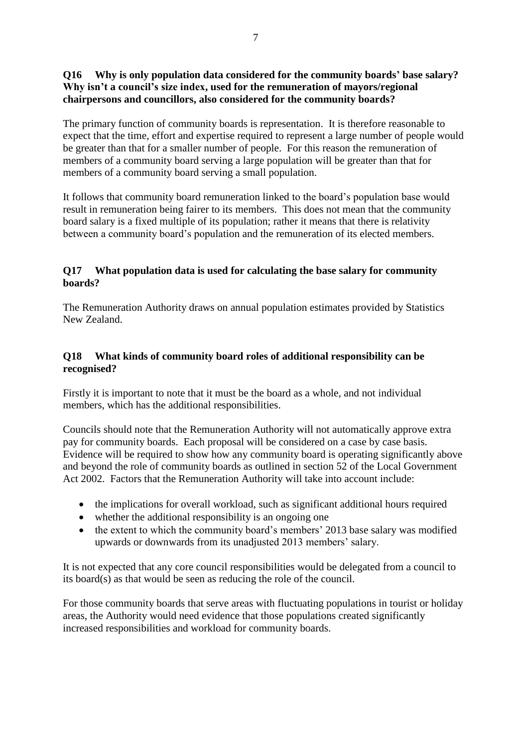**Q16 Why is only population data considered for the community boards' base salary? Why isn't a council's size index, used for the remuneration of mayors/regional chairpersons and councillors, also considered for the community boards?**

The primary function of community boards is representation. It is therefore reasonable to expect that the time, effort and expertise required to represent a large number of people would be greater than that for a smaller number of people. For this reason the remuneration of members of a community board serving a large population will be greater than that for members of a community board serving a small population.

It follows that community board remuneration linked to the board's population base would result in remuneration being fairer to its members. This does not mean that the community board salary is a fixed multiple of its population; rather it means that there is relativity between a community board's population and the remuneration of its elected members.

**Q17 What population data is used for calculating the base salary for community boards?**

The Remuneration Authority draws on annual population estimates provided by Statistics New Zealand.

**Q18 What kinds of community board roles of additional responsibility can be recognised?**

Firstly it is important to note that it must be the board as a whole, and not individual members, which has the additional responsibilities.

Councils should note that the Remuneration Authority will not automatically approve extra pay for community boards. Each proposal will be considered on a case by case basis. Evidence will be required to show how any community board is operating significantly above and beyond the role of community boards as outlined in section 52 of the Local Government Act 2002. Factors that the Remuneration Authority will take into account include:

- the implications for overall workload, such as significant additional hours required
- whether the additional responsibility is an ongoing one
- the extent to which the community board's members' 2013 base salary was modified upwards or downwards from its unadjusted 2013 members' salary.

It is not expected that any core council responsibilities would be delegated from a council to its board(s) as that would be seen as reducing the role of the council.

For those community boards that serve areas with fluctuating populations in tourist or holiday areas, the Authority would need evidence that those populations created significantly increased responsibilities and workload for community boards.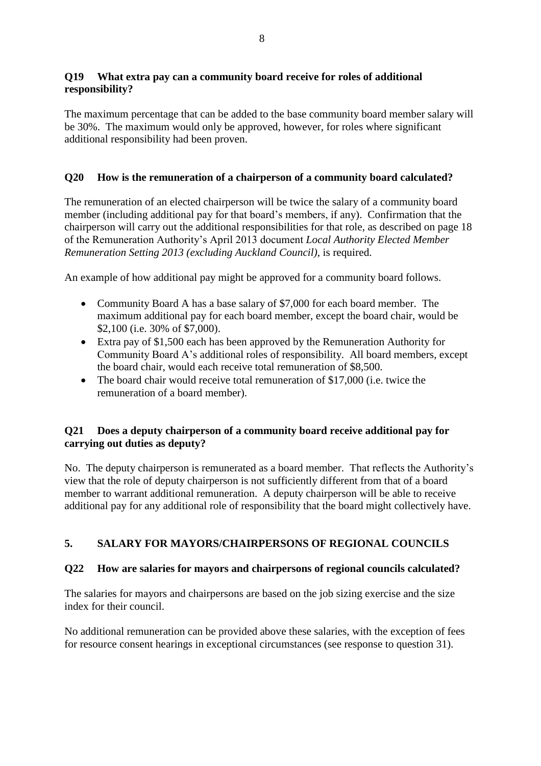**Q19 What extra pay can a community board receive for roles of additional responsibility?**

The maximum percentage that can be added to the base community board member salary will be 30%. The maximum would only be approved, however, for roles where significant additional responsibility had been proven.

**Q20 How is the remuneration of a chairperson of a community board calculated?**

The remuneration of an elected chairperson will be twice the salary of a community board member (including additional pay for that board's members, if any). Confirmation that the chairperson will carry out the additional responsibilities for that role, as described on page 18 of the Remuneration Authority's April 2013 document *Local Authority Elected Member Remuneration Setting 2013 (excluding Auckland Council)*, is required.

An example of how additional pay might be approved for a community board follows.

- Community Board A has a base salary of $7,000 for each board member. The maximum additional pay for each board member, except the board chair, would be $2,100 (i.e. 30% of $7,000).
- Extra pay of $1,500 each has been approved by the Remuneration Authority for Community Board A's additional roles of responsibility. All board members, except the board chair, would each receive total remuneration of $8,500.
- The board chair would receive total remuneration of $17,000 (i.e. twice the remuneration of a board member).

**Q21 Does a deputy chairperson of a community board receive additional pay for carrying out duties as deputy?**

No. The deputy chairperson is remunerated as a board member. That reflects the Authority's view that the role of deputy chairperson is not sufficiently different from that of a board member to warrant additional remuneration. A deputy chairperson will be able to receive additional pay for any additional role of responsibility that the board might collectively have.

## 5. SALARY FOR MAYORS/CHAIRPERSONS OF REGIONAL COUNCILS

**Q22 How are salaries for mayors and chairpersons of regional councils calculated?**

The salaries for mayors and chairpersons are based on the job sizing exercise and the size index for their council.

No additional remuneration can be provided above these salaries, with the exception of fees for resource consent hearings in exceptional circumstances (see response to question 31).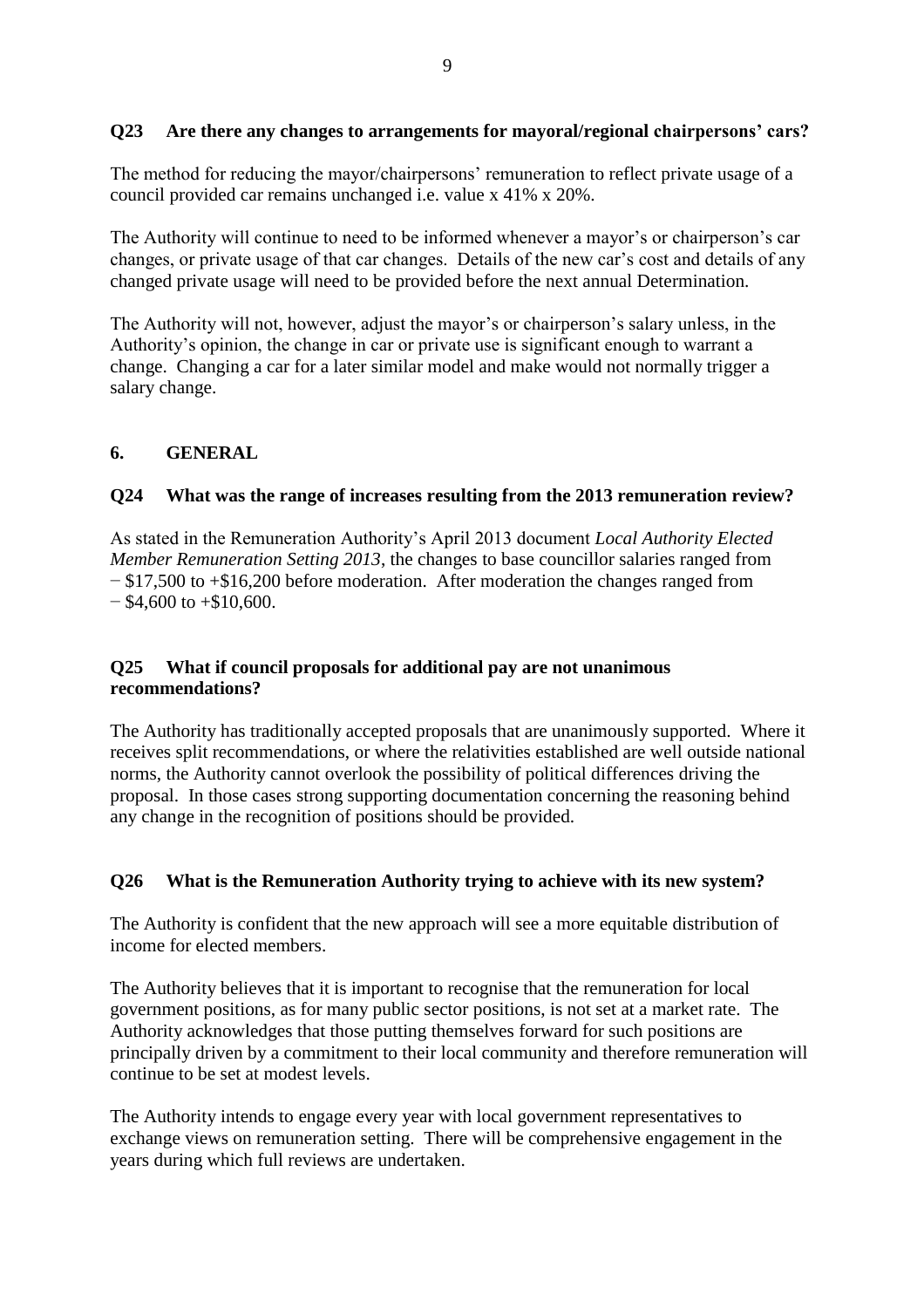**Q23 Are there any changes to arrangements for mayoral/regional chairpersons' cars?**

The method for reducing the mayor/chairpersons' remuneration to reflect private usage of a council provided car remains unchanged i.e. value x 41% x 20%.

The Authority will continue to need to be informed whenever a mayor's or chairperson's car changes, or private usage of that car changes. Details of the new car's cost and details of any changed private usage will need to be provided before the next annual Determination.

The Authority will not, however, adjust the mayor's or chairperson's salary unless, in the Authority's opinion, the change in car or private use is significant enough to warrant a change. Changing a car for a later similar model and make would not normally trigger a salary change.

## 6. GENERAL

**Q24 What was the range of increases resulting from the 2013 remuneration review?**

As stated in the Remuneration Authority's April 2013 document *Local Authority Elected Member Remuneration Setting 2013*, the changes to base councillor salaries ranged from − $17,500 to +$16,200 before moderation. After moderation the changes ranged from − $4,600 to +$10,600.

**Q25 What if council proposals for additional pay are not unanimous recommendations?**

The Authority has traditionally accepted proposals that are unanimously supported. Where it receives split recommendations, or where the relativities established are well outside national norms, the Authority cannot overlook the possibility of political differences driving the proposal. In those cases strong supporting documentation concerning the reasoning behind any change in the recognition of positions should be provided.

**Q26 What is the Remuneration Authority trying to achieve with its new system?**

The Authority is confident that the new approach will see a more equitable distribution of income for elected members.

The Authority believes that it is important to recognise that the remuneration for local government positions, as for many public sector positions, is not set at a market rate. The Authority acknowledges that those putting themselves forward for such positions are principally driven by a commitment to their local community and therefore remuneration will continue to be set at modest levels.

The Authority intends to engage every year with local government representatives to exchange views on remuneration setting. There will be comprehensive engagement in the years during which full reviews are undertaken.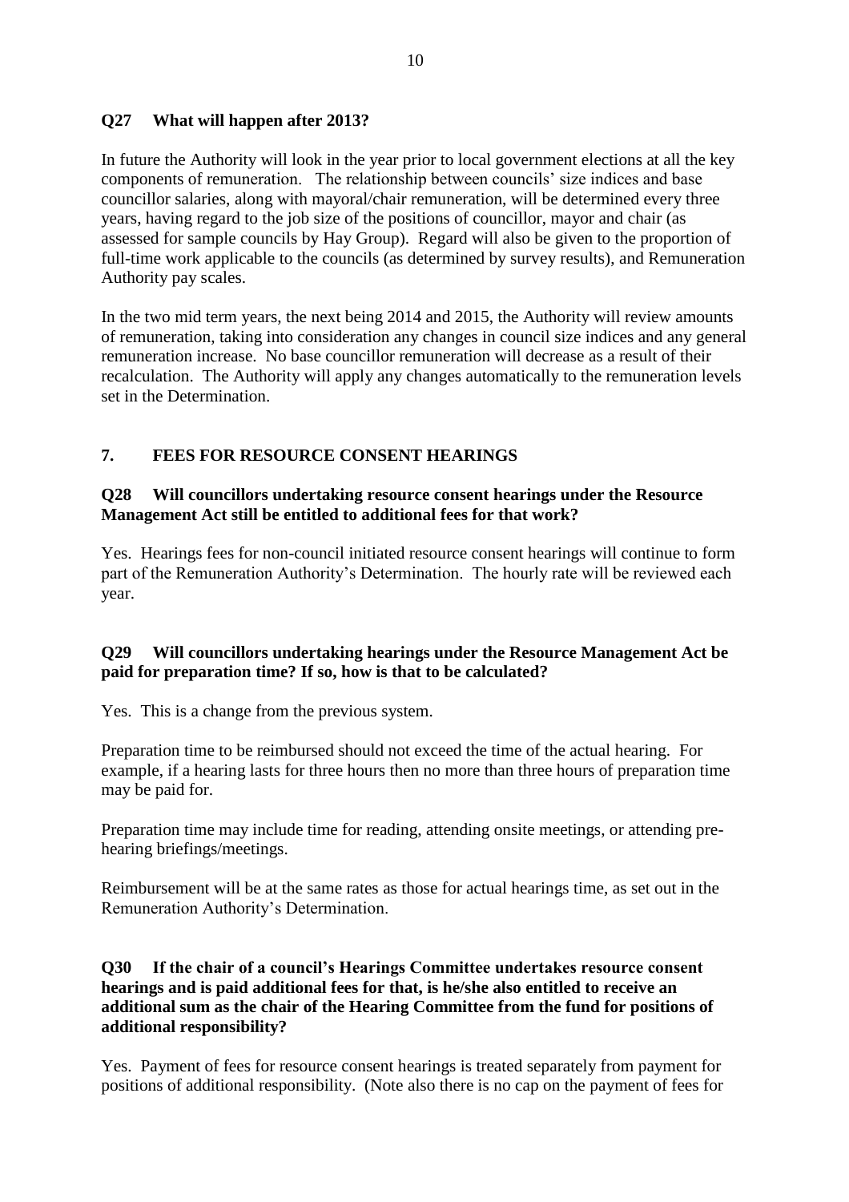**Q27 What will happen after 2013?**

In future the Authority will look in the year prior to local government elections at all the key components of remuneration. The relationship between councils' size indices and base councillor salaries, along with mayoral/chair remuneration, will be determined every three years, having regard to the job size of the positions of councillor, mayor and chair (as assessed for sample councils by Hay Group). Regard will also be given to the proportion of full-time work applicable to the councils (as determined by survey results), and Remuneration Authority pay scales.

In the two mid term years, the next being 2014 and 2015, the Authority will review amounts of remuneration, taking into consideration any changes in council size indices and any general remuneration increase. No base councillor remuneration will decrease as a result of their recalculation. The Authority will apply any changes automatically to the remuneration levels set in the Determination.

## 7. FEES FOR RESOURCE CONSENT HEARINGS

**Q28 Will councillors undertaking resource consent hearings under the Resource Management Act still be entitled to additional fees for that work?**

Yes. Hearings fees for non-council initiated resource consent hearings will continue to form part of the Remuneration Authority's Determination. The hourly rate will be reviewed each year.

**Q29 Will councillors undertaking hearings under the Resource Management Act be paid for preparation time? If so, how is that to be calculated?**

Yes. This is a change from the previous system.

Preparation time to be reimbursed should not exceed the time of the actual hearing. For example, if a hearing lasts for three hours then no more than three hours of preparation time may be paid for.

Preparation time may include time for reading, attending onsite meetings, or attending pre-hearing briefings/meetings.

Reimbursement will be at the same rates as those for actual hearings time, as set out in the Remuneration Authority's Determination.

**Q30 If the chair of a council's Hearings Committee undertakes resource consent hearings and is paid additional fees for that, is he/she also entitled to receive an additional sum as the chair of the Hearing Committee from the fund for positions of additional responsibility?**

Yes. Payment of fees for resource consent hearings is treated separately from payment for positions of additional responsibility. (Note also there is no cap on the payment of fees for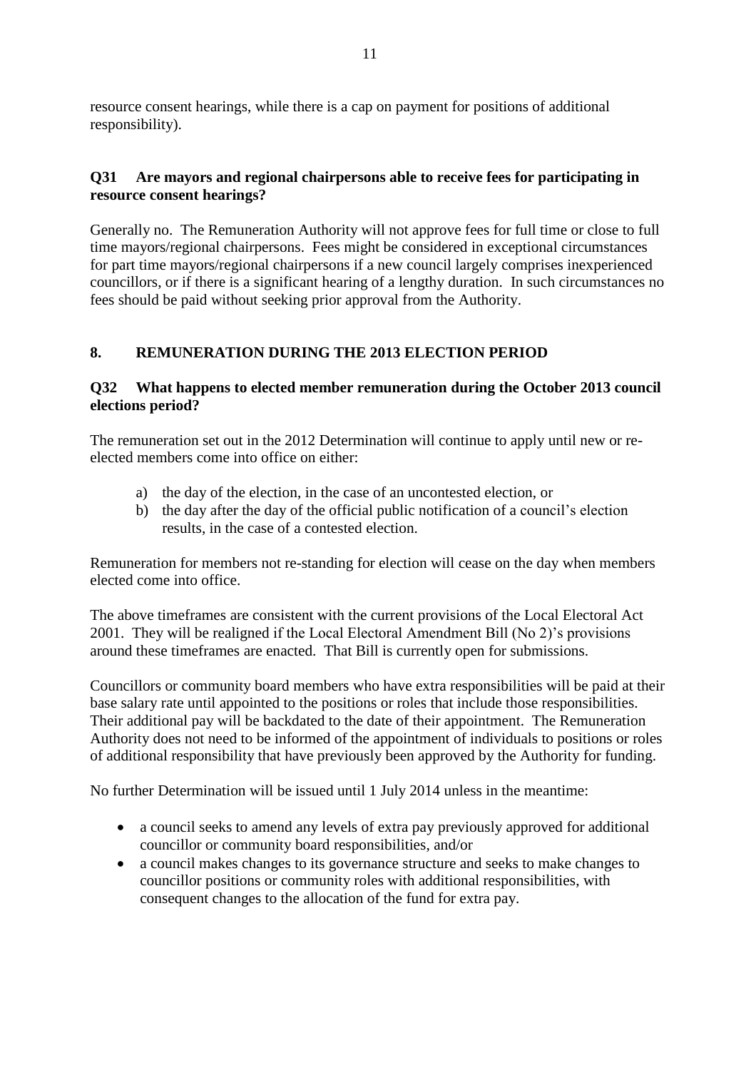resource consent hearings, while there is a cap on payment for positions of additional responsibility).

### Q31 Are mayors and regional chairpersons able to receive fees for participating in resource consent hearings?

Generally no. The Remuneration Authority will not approve fees for full time or close to full time mayors/regional chairpersons. Fees might be considered in exceptional circumstances for part time mayors/regional chairpersons if a new council largely comprises inexperienced councillors, or if there is a significant hearing of a lengthy duration. In such circumstances no fees should be paid without seeking prior approval from the Authority.

## 8. REMUNERATION DURING THE 2013 ELECTION PERIOD

### Q32 What happens to elected member remuneration during the October 2013 council elections period?

The remuneration set out in the 2012 Determination will continue to apply until new or re-elected members come into office on either:

a) the day of the election, in the case of an uncontested election, or
b) the day after the day of the official public notification of a council's election results, in the case of a contested election.

Remuneration for members not re-standing for election will cease on the day when members elected come into office.

The above timeframes are consistent with the current provisions of the Local Electoral Act 2001. They will be realigned if the Local Electoral Amendment Bill (No 2)'s provisions around these timeframes are enacted. That Bill is currently open for submissions.

Councillors or community board members who have extra responsibilities will be paid at their base salary rate until appointed to the positions or roles that include those responsibilities. Their additional pay will be backdated to the date of their appointment. The Remuneration Authority does not need to be informed of the appointment of individuals to positions or roles of additional responsibility that have previously been approved by the Authority for funding.

No further Determination will be issued until 1 July 2014 unless in the meantime:

- a council seeks to amend any levels of extra pay previously approved for additional councillor or community board responsibilities, and/or
- a council makes changes to its governance structure and seeks to make changes to councillor positions or community roles with additional responsibilities, with consequent changes to the allocation of the fund for extra pay.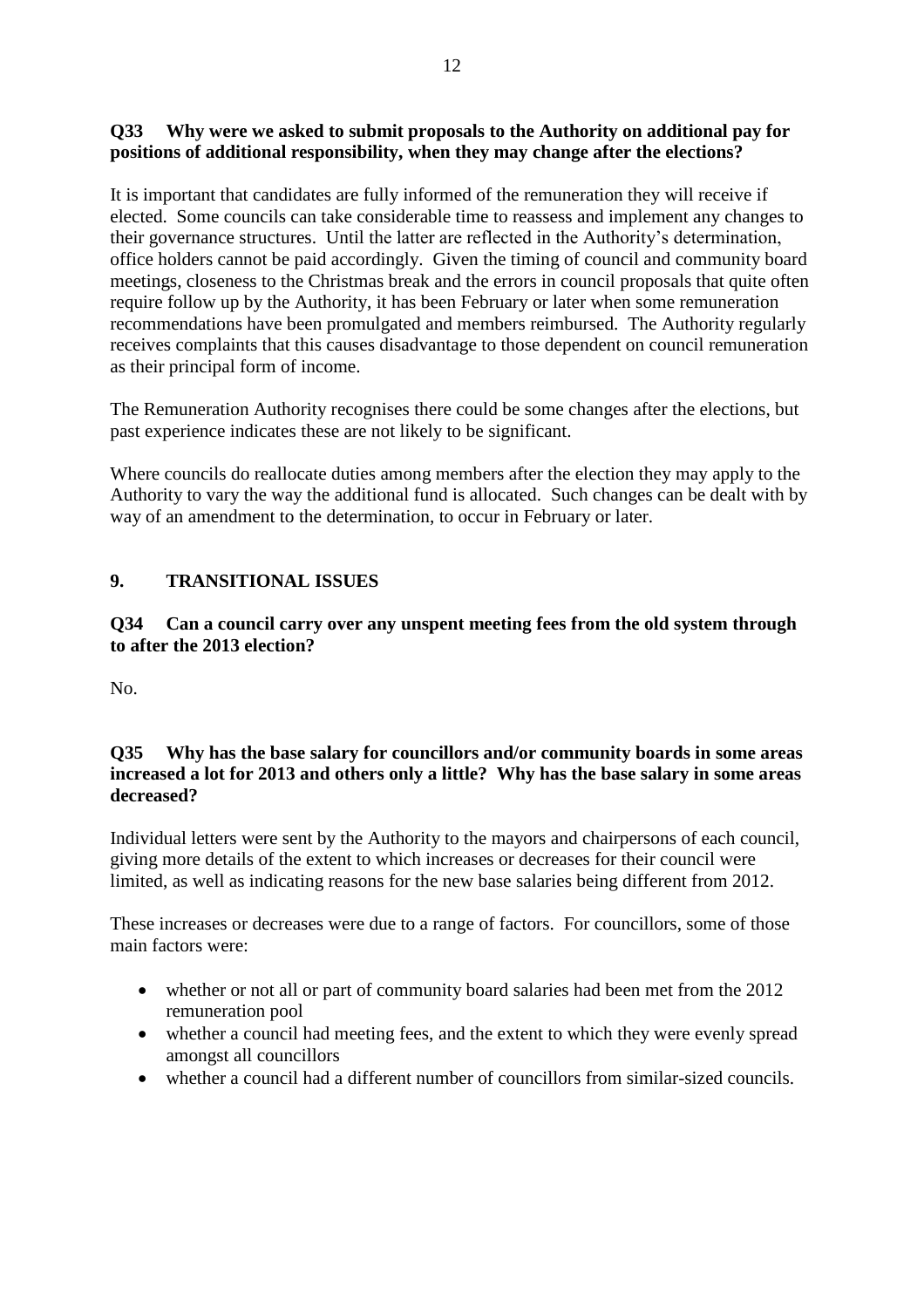**Q33 Why were we asked to submit proposals to the Authority on additional pay for positions of additional responsibility, when they may change after the elections?**

It is important that candidates are fully informed of the remuneration they will receive if elected. Some councils can take considerable time to reassess and implement any changes to their governance structures. Until the latter are reflected in the Authority's determination, office holders cannot be paid accordingly. Given the timing of council and community board meetings, closeness to the Christmas break and the errors in council proposals that quite often require follow up by the Authority, it has been February or later when some remuneration recommendations have been promulgated and members reimbursed. The Authority regularly receives complaints that this causes disadvantage to those dependent on council remuneration as their principal form of income.

The Remuneration Authority recognises there could be some changes after the elections, but past experience indicates these are not likely to be significant.

Where councils do reallocate duties among members after the election they may apply to the Authority to vary the way the additional fund is allocated. Such changes can be dealt with by way of an amendment to the determination, to occur in February or later.

## 9. TRANSITIONAL ISSUES

**Q34 Can a council carry over any unspent meeting fees from the old system through to after the 2013 election?**

No.

**Q35 Why has the base salary for councillors and/or community boards in some areas increased a lot for 2013 and others only a little? Why has the base salary in some areas decreased?**

Individual letters were sent by the Authority to the mayors and chairpersons of each council, giving more details of the extent to which increases or decreases for their council were limited, as well as indicating reasons for the new base salaries being different from 2012.

These increases or decreases were due to a range of factors. For councillors, some of those main factors were:

- whether or not all or part of community board salaries had been met from the 2012 remuneration pool
- whether a council had meeting fees, and the extent to which they were evenly spread amongst all councillors
- whether a council had a different number of councillors from similar-sized councils.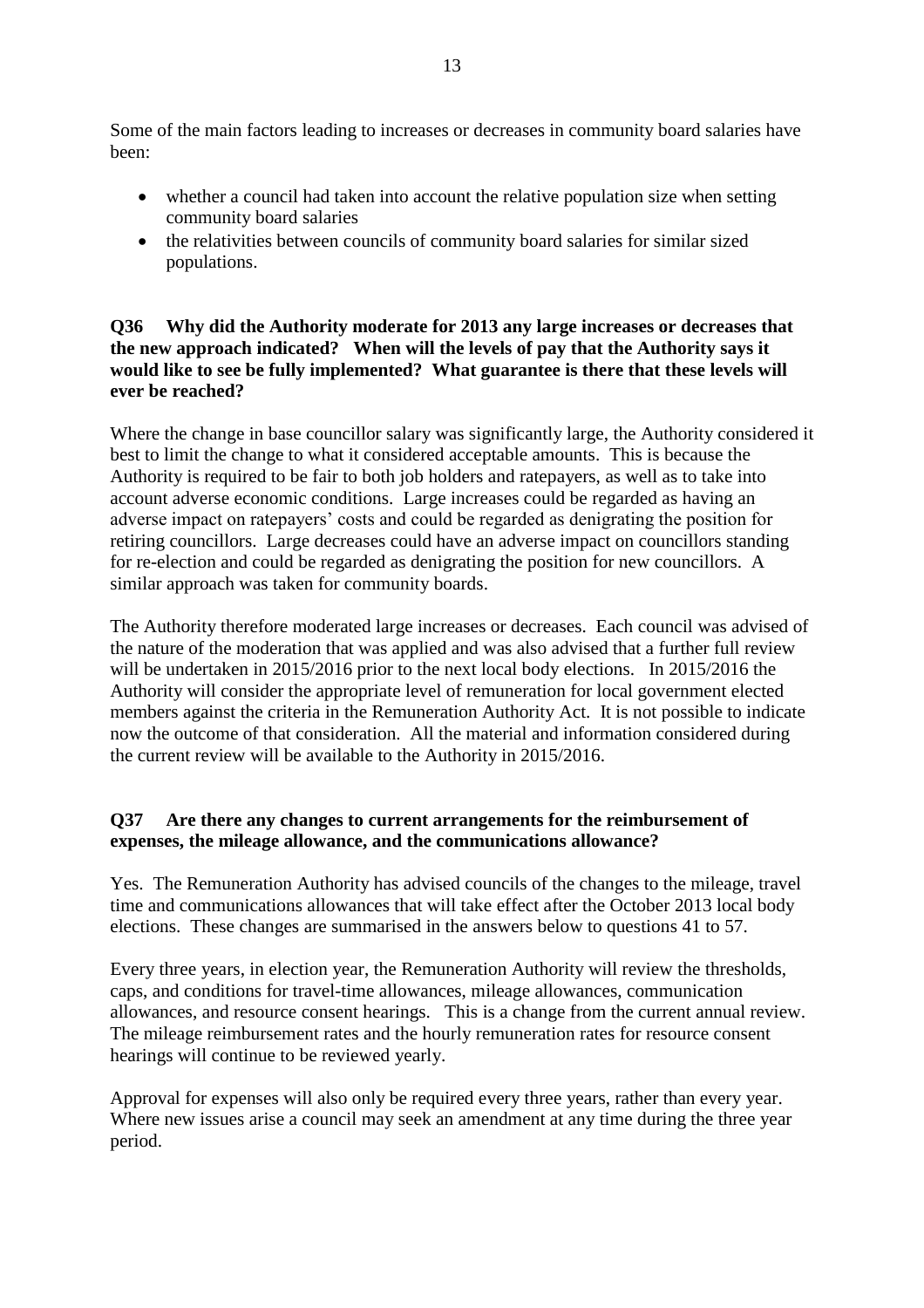Some of the main factors leading to increases or decreases in community board salaries have been:

- whether a council had taken into account the relative population size when setting community board salaries
- the relativities between councils of community board salaries for similar sized populations.

**Q36 Why did the Authority moderate for 2013 any large increases or decreases that the new approach indicated? When will the levels of pay that the Authority says it would like to see be fully implemented? What guarantee is there that these levels will ever be reached?**

Where the change in base councillor salary was significantly large, the Authority considered it best to limit the change to what it considered acceptable amounts. This is because the Authority is required to be fair to both job holders and ratepayers, as well as to take into account adverse economic conditions. Large increases could be regarded as having an adverse impact on ratepayers' costs and could be regarded as denigrating the position for retiring councillors. Large decreases could have an adverse impact on councillors standing for re-election and could be regarded as denigrating the position for new councillors. A similar approach was taken for community boards.

The Authority therefore moderated large increases or decreases. Each council was advised of the nature of the moderation that was applied and was also advised that a further full review will be undertaken in 2015/2016 prior to the next local body elections. In 2015/2016 the Authority will consider the appropriate level of remuneration for local government elected members against the criteria in the Remuneration Authority Act. It is not possible to indicate now the outcome of that consideration. All the material and information considered during the current review will be available to the Authority in 2015/2016.

**Q37 Are there any changes to current arrangements for the reimbursement of expenses, the mileage allowance, and the communications allowance?**

Yes. The Remuneration Authority has advised councils of the changes to the mileage, travel time and communications allowances that will take effect after the October 2013 local body elections. These changes are summarised in the answers below to questions 41 to 57.

Every three years, in election year, the Remuneration Authority will review the thresholds, caps, and conditions for travel-time allowances, mileage allowances, communication allowances, and resource consent hearings. This is a change from the current annual review. The mileage reimbursement rates and the hourly remuneration rates for resource consent hearings will continue to be reviewed yearly.

Approval for expenses will also only be required every three years, rather than every year. Where new issues arise a council may seek an amendment at any time during the three year period.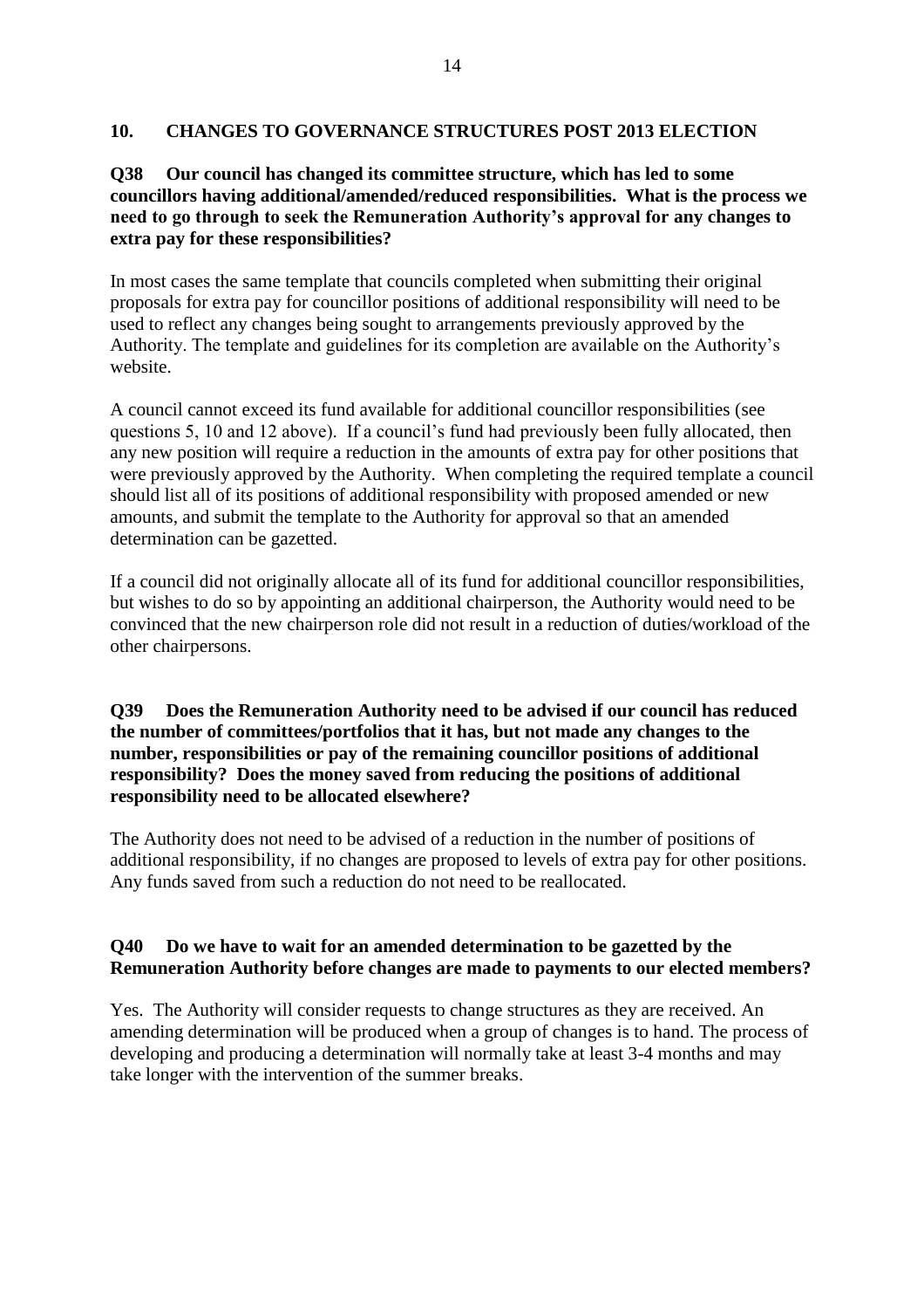## 10. CHANGES TO GOVERNANCE STRUCTURES POST 2013 ELECTION

**Q38 Our council has changed its committee structure, which has led to some councillors having additional/amended/reduced responsibilities. What is the process we need to go through to seek the Remuneration Authority's approval for any changes to extra pay for these responsibilities?**

In most cases the same template that councils completed when submitting their original proposals for extra pay for councillor positions of additional responsibility will need to be used to reflect any changes being sought to arrangements previously approved by the Authority. The template and guidelines for its completion are available on the Authority's website.

A council cannot exceed its fund available for additional councillor responsibilities (see questions 5, 10 and 12 above). If a council's fund had previously been fully allocated, then any new position will require a reduction in the amounts of extra pay for other positions that were previously approved by the Authority. When completing the required template a council should list all of its positions of additional responsibility with proposed amended or new amounts, and submit the template to the Authority for approval so that an amended determination can be gazetted.

If a council did not originally allocate all of its fund for additional councillor responsibilities, but wishes to do so by appointing an additional chairperson, the Authority would need to be convinced that the new chairperson role did not result in a reduction of duties/workload of the other chairpersons.

**Q39 Does the Remuneration Authority need to be advised if our council has reduced the number of committees/portfolios that it has, but not made any changes to the number, responsibilities or pay of the remaining councillor positions of additional responsibility? Does the money saved from reducing the positions of additional responsibility need to be allocated elsewhere?**

The Authority does not need to be advised of a reduction in the number of positions of additional responsibility, if no changes are proposed to levels of extra pay for other positions. Any funds saved from such a reduction do not need to be reallocated.

**Q40 Do we have to wait for an amended determination to be gazetted by the Remuneration Authority before changes are made to payments to our elected members?**

Yes. The Authority will consider requests to change structures as they are received. An amending determination will be produced when a group of changes is to hand. The process of developing and producing a determination will normally take at least 3-4 months and may take longer with the intervention of the summer breaks.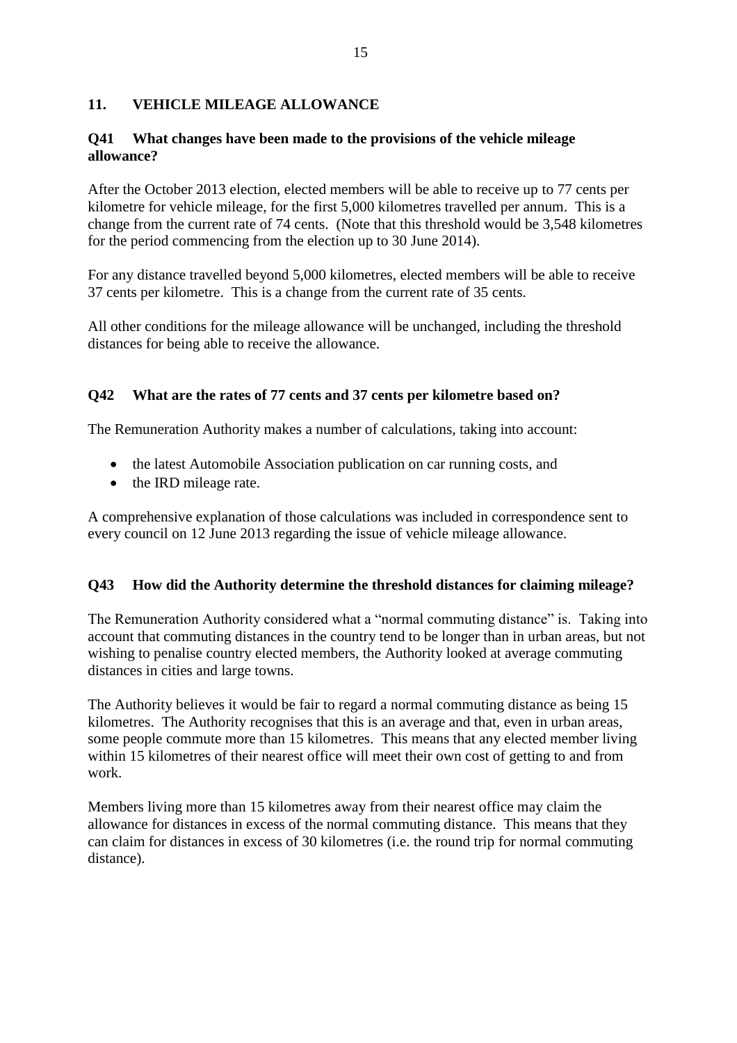## 11. VEHICLE MILEAGE ALLOWANCE

### Q41 What changes have been made to the provisions of the vehicle mileage allowance?

After the October 2013 election, elected members will be able to receive up to 77 cents per kilometre for vehicle mileage, for the first 5,000 kilometres travelled per annum. This is a change from the current rate of 74 cents. (Note that this threshold would be 3,548 kilometres for the period commencing from the election up to 30 June 2014).

For any distance travelled beyond 5,000 kilometres, elected members will be able to receive 37 cents per kilometre. This is a change from the current rate of 35 cents.

All other conditions for the mileage allowance will be unchanged, including the threshold distances for being able to receive the allowance.

### Q42 What are the rates of 77 cents and 37 cents per kilometre based on?

The Remuneration Authority makes a number of calculations, taking into account:

- the latest Automobile Association publication on car running costs, and
- the IRD mileage rate.

A comprehensive explanation of those calculations was included in correspondence sent to every council on 12 June 2013 regarding the issue of vehicle mileage allowance.

### Q43 How did the Authority determine the threshold distances for claiming mileage?

The Remuneration Authority considered what a "normal commuting distance" is. Taking into account that commuting distances in the country tend to be longer than in urban areas, but not wishing to penalise country elected members, the Authority looked at average commuting distances in cities and large towns.

The Authority believes it would be fair to regard a normal commuting distance as being 15 kilometres. The Authority recognises that this is an average and that, even in urban areas, some people commute more than 15 kilometres. This means that any elected member living within 15 kilometres of their nearest office will meet their own cost of getting to and from work.

Members living more than 15 kilometres away from their nearest office may claim the allowance for distances in excess of the normal commuting distance. This means that they can claim for distances in excess of 30 kilometres (i.e. the round trip for normal commuting distance).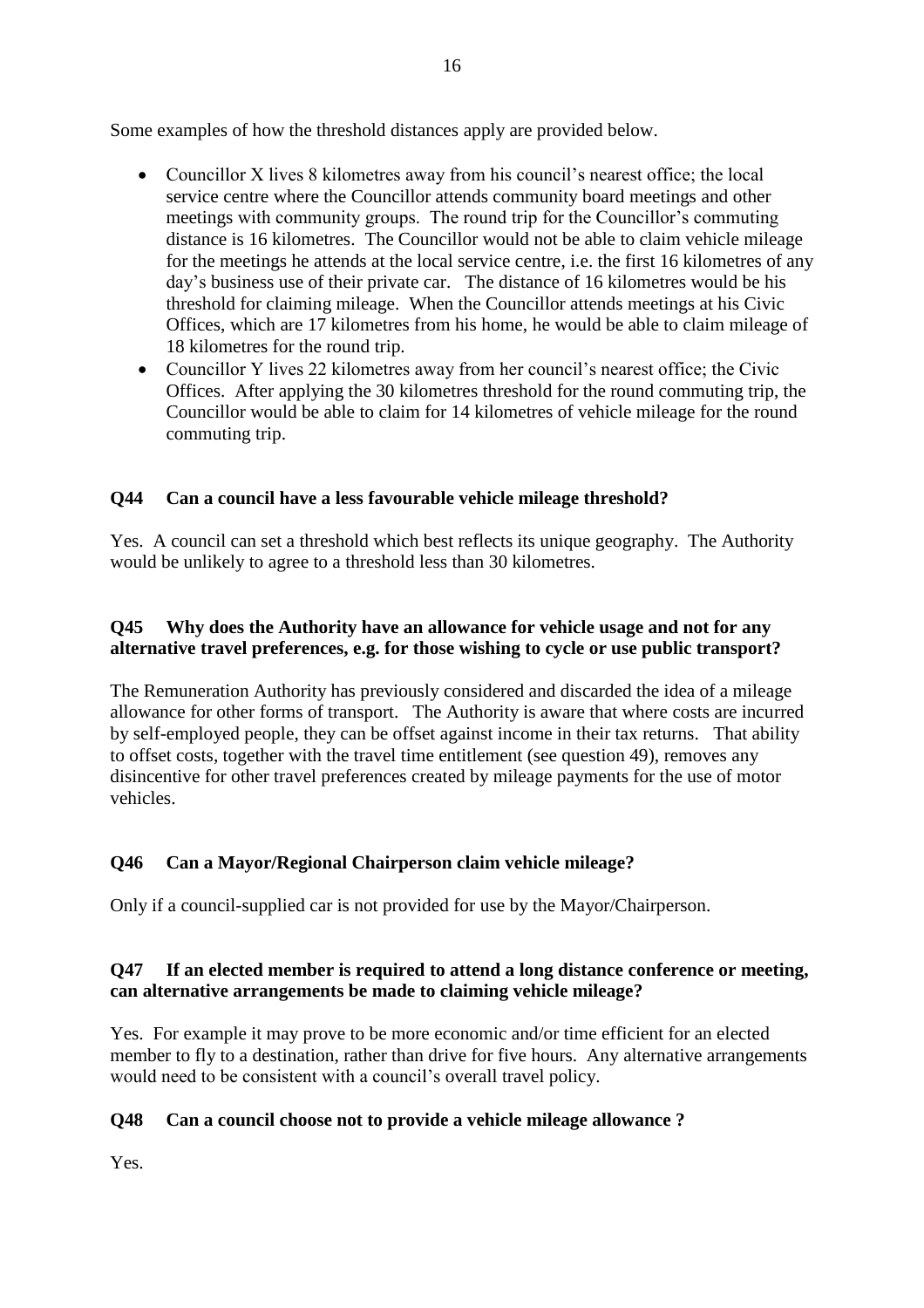Some examples of how the threshold distances apply are provided below.

- Councillor X lives 8 kilometres away from his council's nearest office; the local service centre where the Councillor attends community board meetings and other meetings with community groups. The round trip for the Councillor's commuting distance is 16 kilometres. The Councillor would not be able to claim vehicle mileage for the meetings he attends at the local service centre, i.e. the first 16 kilometres of any day's business use of their private car. The distance of 16 kilometres would be his threshold for claiming mileage. When the Councillor attends meetings at his Civic Offices, which are 17 kilometres from his home, he would be able to claim mileage of 18 kilometres for the round trip.
- Councillor Y lives 22 kilometres away from her council's nearest office; the Civic Offices. After applying the 30 kilometres threshold for the round commuting trip, the Councillor would be able to claim for 14 kilometres of vehicle mileage for the round commuting trip.

**Q44 Can a council have a less favourable vehicle mileage threshold?**

Yes. A council can set a threshold which best reflects its unique geography. The Authority would be unlikely to agree to a threshold less than 30 kilometres.

**Q45 Why does the Authority have an allowance for vehicle usage and not for any alternative travel preferences, e.g. for those wishing to cycle or use public transport?**

The Remuneration Authority has previously considered and discarded the idea of a mileage allowance for other forms of transport. The Authority is aware that where costs are incurred by self-employed people, they can be offset against income in their tax returns. That ability to offset costs, together with the travel time entitlement (see question 49), removes any disincentive for other travel preferences created by mileage payments for the use of motor vehicles.

**Q46 Can a Mayor/Regional Chairperson claim vehicle mileage?**

Only if a council-supplied car is not provided for use by the Mayor/Chairperson.

**Q47 If an elected member is required to attend a long distance conference or meeting, can alternative arrangements be made to claiming vehicle mileage?**

Yes. For example it may prove to be more economic and/or time efficient for an elected member to fly to a destination, rather than drive for five hours. Any alternative arrangements would need to be consistent with a council's overall travel policy.

**Q48 Can a council choose not to provide a vehicle mileage allowance ?**

Yes.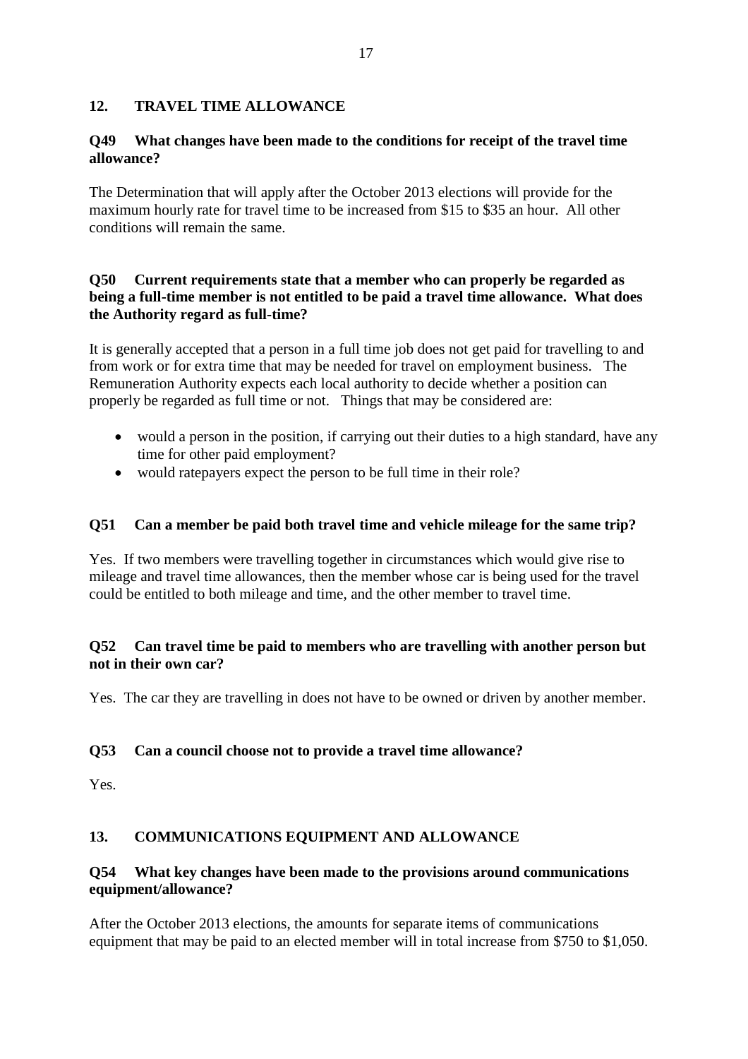## 12. TRAVEL TIME ALLOWANCE

### Q49 What changes have been made to the conditions for receipt of the travel time allowance?

The Determination that will apply after the October 2013 elections will provide for the maximum hourly rate for travel time to be increased from $15 to $35 an hour. All other conditions will remain the same.

### Q50 Current requirements state that a member who can properly be regarded as being a full-time member is not entitled to be paid a travel time allowance. What does the Authority regard as full-time?

It is generally accepted that a person in a full time job does not get paid for travelling to and from work or for extra time that may be needed for travel on employment business. The Remuneration Authority expects each local authority to decide whether a position can properly be regarded as full time or not. Things that may be considered are:

- would a person in the position, if carrying out their duties to a high standard, have any time for other paid employment?
- would ratepayers expect the person to be full time in their role?

### Q51 Can a member be paid both travel time and vehicle mileage for the same trip?

Yes. If two members were travelling together in circumstances which would give rise to mileage and travel time allowances, then the member whose car is being used for the travel could be entitled to both mileage and time, and the other member to travel time.

### Q52 Can travel time be paid to members who are travelling with another person but not in their own car?

Yes. The car they are travelling in does not have to be owned or driven by another member.

### Q53 Can a council choose not to provide a travel time allowance?

Yes.

## 13. COMMUNICATIONS EQUIPMENT AND ALLOWANCE

### Q54 What key changes have been made to the provisions around communications equipment/allowance?

After the October 2013 elections, the amounts for separate items of communications equipment that may be paid to an elected member will in total increase from $750 to $1,050.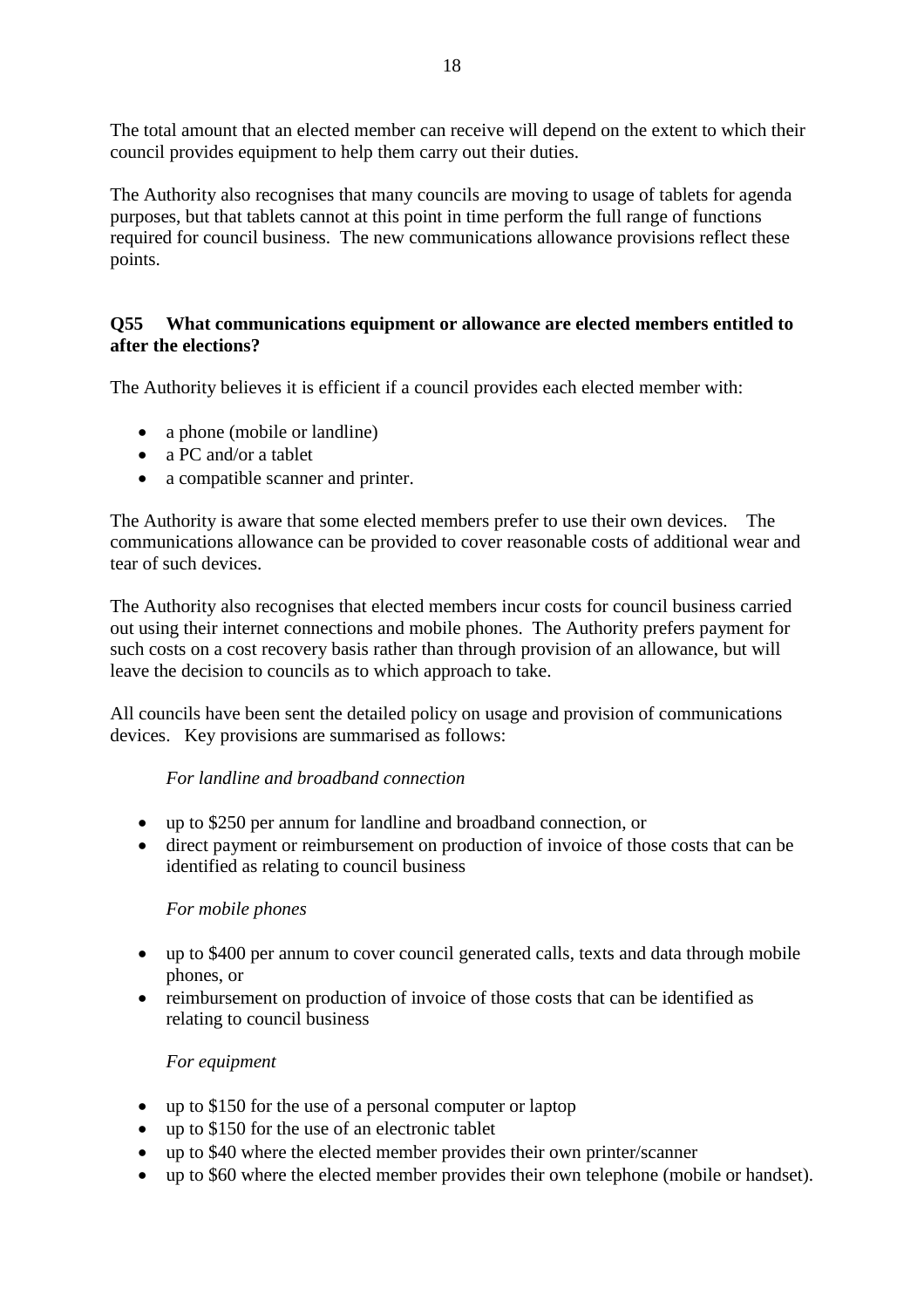The total amount that an elected member can receive will depend on the extent to which their council provides equipment to help them carry out their duties.

The Authority also recognises that many councils are moving to usage of tablets for agenda purposes, but that tablets cannot at this point in time perform the full range of functions required for council business. The new communications allowance provisions reflect these points.

**Q55 What communications equipment or allowance are elected members entitled to after the elections?**

The Authority believes it is efficient if a council provides each elected member with:

- a phone (mobile or landline)
- a PC and/or a tablet
- a compatible scanner and printer.

The Authority is aware that some elected members prefer to use their own devices. The communications allowance can be provided to cover reasonable costs of additional wear and tear of such devices.

The Authority also recognises that elected members incur costs for council business carried out using their internet connections and mobile phones. The Authority prefers payment for such costs on a cost recovery basis rather than through provision of an allowance, but will leave the decision to councils as to which approach to take.

All councils have been sent the detailed policy on usage and provision of communications devices. Key provisions are summarised as follows:

*For landline and broadband connection*

- up to $250 per annum for landline and broadband connection, or
- direct payment or reimbursement on production of invoice of those costs that can be identified as relating to council business

*For mobile phones*

- up to $400 per annum to cover council generated calls, texts and data through mobile phones, or
- reimbursement on production of invoice of those costs that can be identified as relating to council business

*For equipment*

- up to $150 for the use of a personal computer or laptop
- up to $150 for the use of an electronic tablet
- up to $40 where the elected member provides their own printer/scanner
- up to $60 where the elected member provides their own telephone (mobile or handset).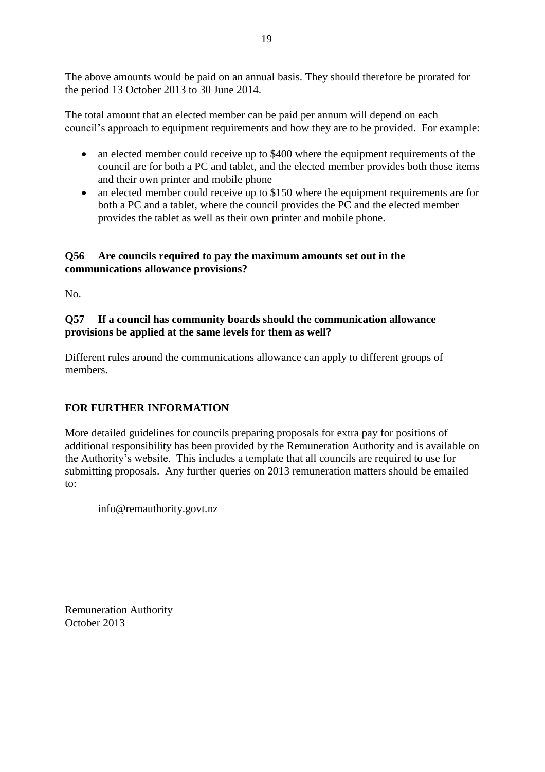The above amounts would be paid on an annual basis. They should therefore be prorated for the period 13 October 2013 to 30 June 2014.

The total amount that an elected member can be paid per annum will depend on each council's approach to equipment requirements and how they are to be provided. For example:

- an elected member could receive up to $400 where the equipment requirements of the council are for both a PC and tablet, and the elected member provides both those items and their own printer and mobile phone
- an elected member could receive up to $150 where the equipment requirements are for both a PC and a tablet, where the council provides the PC and the elected member provides the tablet as well as their own printer and mobile phone.

**Q56 Are councils required to pay the maximum amounts set out in the communications allowance provisions?**

No.

**Q57 If a council has community boards should the communication allowance provisions be applied at the same levels for them as well?**

Different rules around the communications allowance can apply to different groups of members.

## FOR FURTHER INFORMATION

More detailed guidelines for councils preparing proposals for extra pay for positions of additional responsibility has been provided by the Remuneration Authority and is available on the Authority's website. This includes a template that all councils are required to use for submitting proposals. Any further queries on 2013 remuneration matters should be emailed to:

info@remauthority.govt.nz

Remuneration Authority
October 2013